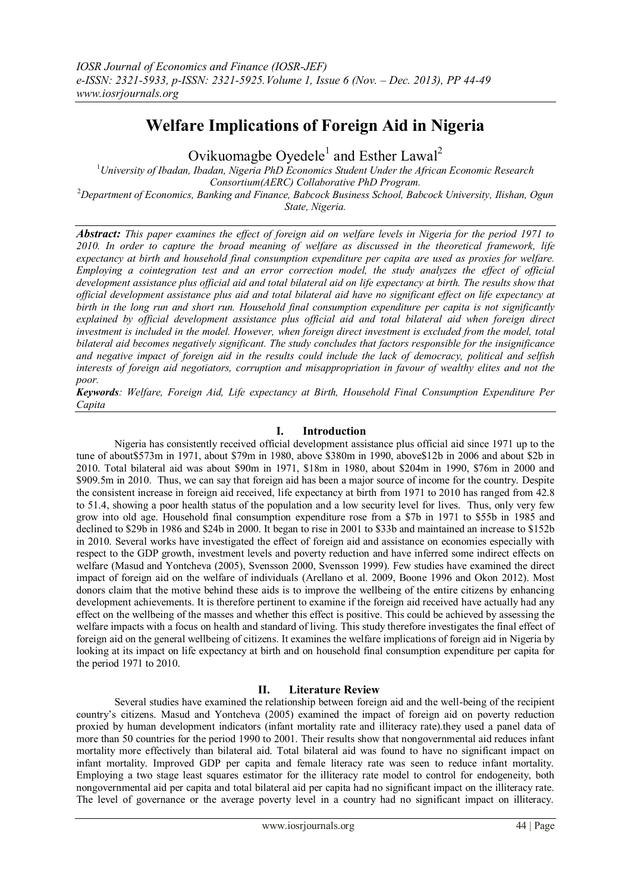# Welfare Implications of Foreign Aid in Nigeria

Ovikuomagbe Oyedele[1] and Esther Lawal[2]

[1]*University of Ibadan, Ibadan, Nigeria PhD Economics Student Under the African Economic Research Consortium(AERC) Collaborative PhD Program.*
[2]*Department of Economics, Banking and Finance, Babcock Business School, Babcock University, Ilishan, Ogun State, Nigeria.*

***Abstract:*** *This paper examines the effect of foreign aid on welfare levels in Nigeria for the period 1971 to 2010. In order to capture the broad meaning of welfare as discussed in the theoretical framework, life expectancy at birth and household final consumption expenditure per capita are used as proxies for welfare. Employing a cointegration test and an error correction model, the study analyzes the effect of official development assistance plus official aid and total bilateral aid on life expectancy at birth. The results show that official development assistance plus aid and total bilateral aid have no significant effect on life expectancy at birth in the long run and short run. Household final consumption expenditure per capita is not significantly explained by official development assistance plus official aid and total bilateral aid when foreign direct investment is included in the model. However, when foreign direct investment is excluded from the model, total bilateral aid becomes negatively significant. The study concludes that factors responsible for the insignificance and negative impact of foreign aid in the results could include the lack of democracy, political and selfish interests of foreign aid negotiators, corruption and misappropriation in favour of wealthy elites and not the poor.*

***Keywords****: Welfare, Foreign Aid, Life expectancy at Birth, Household Final Consumption Expenditure Per Capita*

## I. Introduction

Nigeria has consistently received official development assistance plus official aid since 1971 up to the tune of about$573m in 1971, about $79m in 1980, above $380m in 1990, above$12b in 2006 and about $2b in 2010. Total bilateral aid was about $90m in 1971, $18m in 1980, about $204m in 1990, $76m in 2000 and $909.5m in 2010. Thus, we can say that foreign aid has been a major source of income for the country. Despite the consistent increase in foreign aid received, life expectancy at birth from 1971 to 2010 has ranged from 42.8 to 51.4, showing a poor health status of the population and a low security level for lives. Thus, only very few grow into old age. Household final consumption expenditure rose from a $7b in 1971 to $55b in 1985 and declined to $29b in 1986 and $24b in 2000. It began to rise in 2001 to $33b and maintained an increase to $152b in 2010. Several works have investigated the effect of foreign aid and assistance on economies especially with respect to the GDP growth, investment levels and poverty reduction and have inferred some indirect effects on welfare (Masud and Yontcheva (2005), Svensson 2000, Svensson 1999). Few studies have examined the direct impact of foreign aid on the welfare of individuals (Arellano et al. 2009, Boone 1996 and Okon 2012). Most donors claim that the motive behind these aids is to improve the wellbeing of the entire citizens by enhancing development achievements. It is therefore pertinent to examine if the foreign aid received have actually had any effect on the wellbeing of the masses and whether this effect is positive. This could be achieved by assessing the welfare impacts with a focus on health and standard of living. This study therefore investigates the final effect of foreign aid on the general wellbeing of citizens. It examines the welfare implications of foreign aid in Nigeria by looking at its impact on life expectancy at birth and on household final consumption expenditure per capita for the period 1971 to 2010.

## II. Literature Review

Several studies have examined the relationship between foreign aid and the well-being of the recipient country's citizens. Masud and Yontcheva (2005) examined the impact of foreign aid on poverty reduction proxied by human development indicators (infant mortality rate and illiteracy rate).they used a panel data of more than 50 countries for the period 1990 to 2001. Their results show that nongovernmental aid reduces infant mortality more effectively than bilateral aid. Total bilateral aid was found to have no significant impact on infant mortality. Improved GDP per capita and female literacy rate was seen to reduce infant mortality. Employing a two stage least squares estimator for the illiteracy rate model to control for endogeneity, both nongovernmental aid per capita and total bilateral aid per capita had no significant impact on the illiteracy rate. The level of governance or the average poverty level in a country had no significant impact on illiteracy.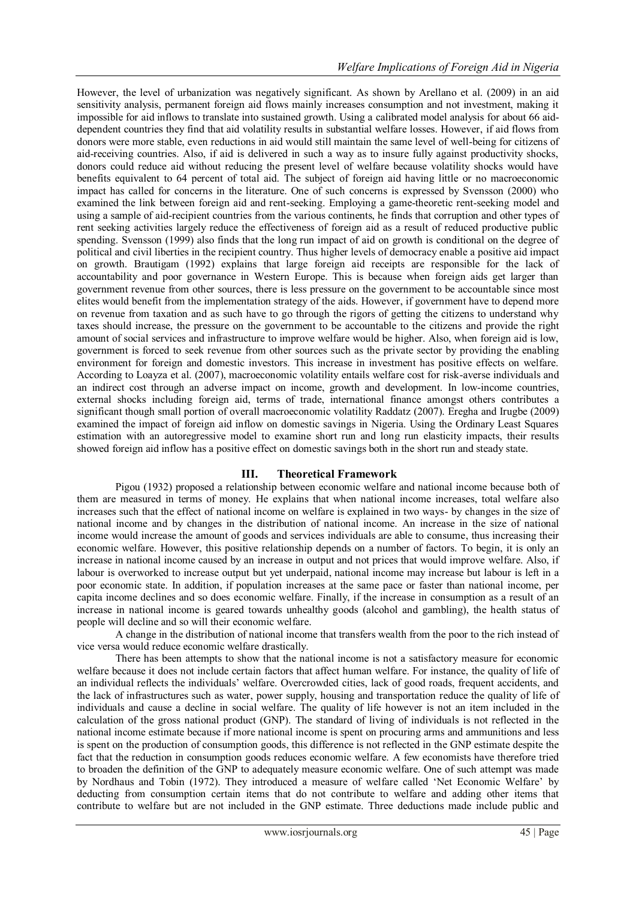However, the level of urbanization was negatively significant. As shown by Arellano et al. (2009) in an aid sensitivity analysis, permanent foreign aid flows mainly increases consumption and not investment, making it impossible for aid inflows to translate into sustained growth. Using a calibrated model analysis for about 66 aid-dependent countries they find that aid volatility results in substantial welfare losses. However, if aid flows from donors were more stable, even reductions in aid would still maintain the same level of well-being for citizens of aid-receiving countries. Also, if aid is delivered in such a way as to insure fully against productivity shocks, donors could reduce aid without reducing the present level of welfare because volatility shocks would have benefits equivalent to 64 percent of total aid. The subject of foreign aid having little or no macroeconomic impact has called for concerns in the literature. One of such concerns is expressed by Svensson (2000) who examined the link between foreign aid and rent-seeking. Employing a game-theoretic rent-seeking model and using a sample of aid-recipient countries from the various continents, he finds that corruption and other types of rent seeking activities largely reduce the effectiveness of foreign aid as a result of reduced productive public spending. Svensson (1999) also finds that the long run impact of aid on growth is conditional on the degree of political and civil liberties in the recipient country. Thus higher levels of democracy enable a positive aid impact on growth. Brautigam (1992) explains that large foreign aid receipts are responsible for the lack of accountability and poor governance in Western Europe. This is because when foreign aids get larger than government revenue from other sources, there is less pressure on the government to be accountable since most elites would benefit from the implementation strategy of the aids. However, if government have to depend more on revenue from taxation and as such have to go through the rigors of getting the citizens to understand why taxes should increase, the pressure on the government to be accountable to the citizens and provide the right amount of social services and infrastructure to improve welfare would be higher. Also, when foreign aid is low, government is forced to seek revenue from other sources such as the private sector by providing the enabling environment for foreign and domestic investors. This increase in investment has positive effects on welfare. According to Loayza et al. (2007), macroeconomic volatility entails welfare cost for risk-averse individuals and an indirect cost through an adverse impact on income, growth and development. In low-income countries, external shocks including foreign aid, terms of trade, international finance amongst others contributes a significant though small portion of overall macroeconomic volatility Raddatz (2007). Eregha and Irugbe (2009) examined the impact of foreign aid inflow on domestic savings in Nigeria. Using the Ordinary Least Squares estimation with an autoregressive model to examine short run and long run elasticity impacts, their results showed foreign aid inflow has a positive effect on domestic savings both in the short run and steady state.

## III. Theoretical Framework

Pigou (1932) proposed a relationship between economic welfare and national income because both of them are measured in terms of money. He explains that when national income increases, total welfare also increases such that the effect of national income on welfare is explained in two ways- by changes in the size of national income and by changes in the distribution of national income. An increase in the size of national income would increase the amount of goods and services individuals are able to consume, thus increasing their economic welfare. However, this positive relationship depends on a number of factors. To begin, it is only an increase in national income caused by an increase in output and not prices that would improve welfare. Also, if labour is overworked to increase output but yet underpaid, national income may increase but labour is left in a poor economic state. In addition, if population increases at the same pace or faster than national income, per capita income declines and so does economic welfare. Finally, if the increase in consumption as a result of an increase in national income is geared towards unhealthy goods (alcohol and gambling), the health status of people will decline and so will their economic welfare.

A change in the distribution of national income that transfers wealth from the poor to the rich instead of vice versa would reduce economic welfare drastically.

There has been attempts to show that the national income is not a satisfactory measure for economic welfare because it does not include certain factors that affect human welfare. For instance, the quality of life of an individual reflects the individuals' welfare. Overcrowded cities, lack of good roads, frequent accidents, and the lack of infrastructures such as water, power supply, housing and transportation reduce the quality of life of individuals and cause a decline in social welfare. The quality of life however is not an item included in the calculation of the gross national product (GNP). The standard of living of individuals is not reflected in the national income estimate because if more national income is spent on procuring arms and ammunitions and less is spent on the production of consumption goods, this difference is not reflected in the GNP estimate despite the fact that the reduction in consumption goods reduces economic welfare. A few economists have therefore tried to broaden the definition of the GNP to adequately measure economic welfare. One of such attempt was made by Nordhaus and Tobin (1972). They introduced a measure of welfare called 'Net Economic Welfare' by deducting from consumption certain items that do not contribute to welfare and adding other items that contribute to welfare but are not included in the GNP estimate. Three deductions made include public and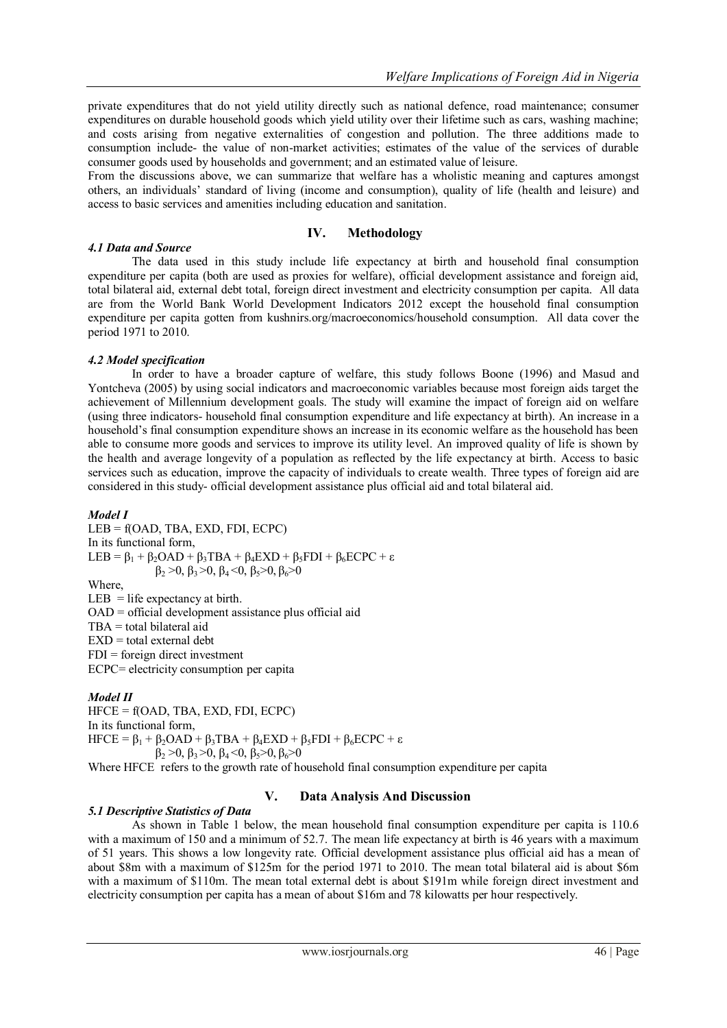private expenditures that do not yield utility directly such as national defence, road maintenance; consumer expenditures on durable household goods which yield utility over their lifetime such as cars, washing machine; and costs arising from negative externalities of congestion and pollution. The three additions made to consumption include- the value of non-market activities; estimates of the value of the services of durable consumer goods used by households and government; and an estimated value of leisure.

From the discussions above, we can summarize that welfare has a wholistic meaning and captures amongst others, an individuals' standard of living (income and consumption), quality of life (health and leisure) and access to basic services and amenities including education and sanitation.

## IV. Methodology

### *4.1 Data and Source*

The data used in this study include life expectancy at birth and household final consumption expenditure per capita (both are used as proxies for welfare), official development assistance and foreign aid, total bilateral aid, external debt total, foreign direct investment and electricity consumption per capita. All data are from the World Bank World Development Indicators 2012 except the household final consumption expenditure per capita gotten from kushnirs.org/macroeconomics/household consumption. All data cover the period 1971 to 2010.

### *4.2 Model specification*

In order to have a broader capture of welfare, this study follows Boone (1996) and Masud and Yontcheva (2005) by using social indicators and macroeconomic variables because most foreign aids target the achievement of Millennium development goals. The study will examine the impact of foreign aid on welfare (using three indicators- household final consumption expenditure and life expectancy at birth). An increase in a household's final consumption expenditure shows an increase in its economic welfare as the household has been able to consume more goods and services to improve its utility level. An improved quality of life is shown by the health and average longevity of a population as reflected by the life expectancy at birth. Access to basic services such as education, improve the capacity of individuals to create wealth. Three types of foreign aid are considered in this study- official development assistance plus official aid and total bilateral aid.

#### *Model I*

LEB = f(OAD, TBA, EXD, FDI, ECPC)

In its functional form,

$$LEB = \beta_1 + \beta_2 OAD + \beta_3 TBA + \beta_4 EXD + \beta_5 FDI + \beta_6 ECPC + \varepsilon$$

$$\beta_2 > 0,\ \beta_3 > 0,\ \beta_4 < 0,\ \beta_5 > 0,\ \beta_6 > 0$$

Where,

LEB = life expectancy at birth.

OAD = official development assistance plus official aid

TBA = total bilateral aid

EXD = total external debt

FDI = foreign direct investment

ECPC= electricity consumption per capita

#### *Model II*

HFCE = f(OAD, TBA, EXD, FDI, ECPC)

In its functional form,

$$HFCE = \beta_1 + \beta_2 OAD + \beta_3 TBA + \beta_4 EXD + \beta_5 FDI + \beta_6 ECPC + \varepsilon$$

$$\beta_2 > 0,\ \beta_3 > 0,\ \beta_4 < 0,\ \beta_5 > 0,\ \beta_6 > 0$$

Where HFCE refers to the growth rate of household final consumption expenditure per capita

## V. Data Analysis And Discussion

### *5.1 Descriptive Statistics of Data*

As shown in Table 1 below, the mean household final consumption expenditure per capita is 110.6 with a maximum of 150 and a minimum of 52.7. The mean life expectancy at birth is 46 years with a maximum of 51 years. This shows a low longevity rate. Official development assistance plus official aid has a mean of about $8m with a maximum of $125m for the period 1971 to 2010. The mean total bilateral aid is about $6m with a maximum of $110m. The mean total external debt is about $191m while foreign direct investment and electricity consumption per capita has a mean of about $16m and 78 kilowatts per hour respectively.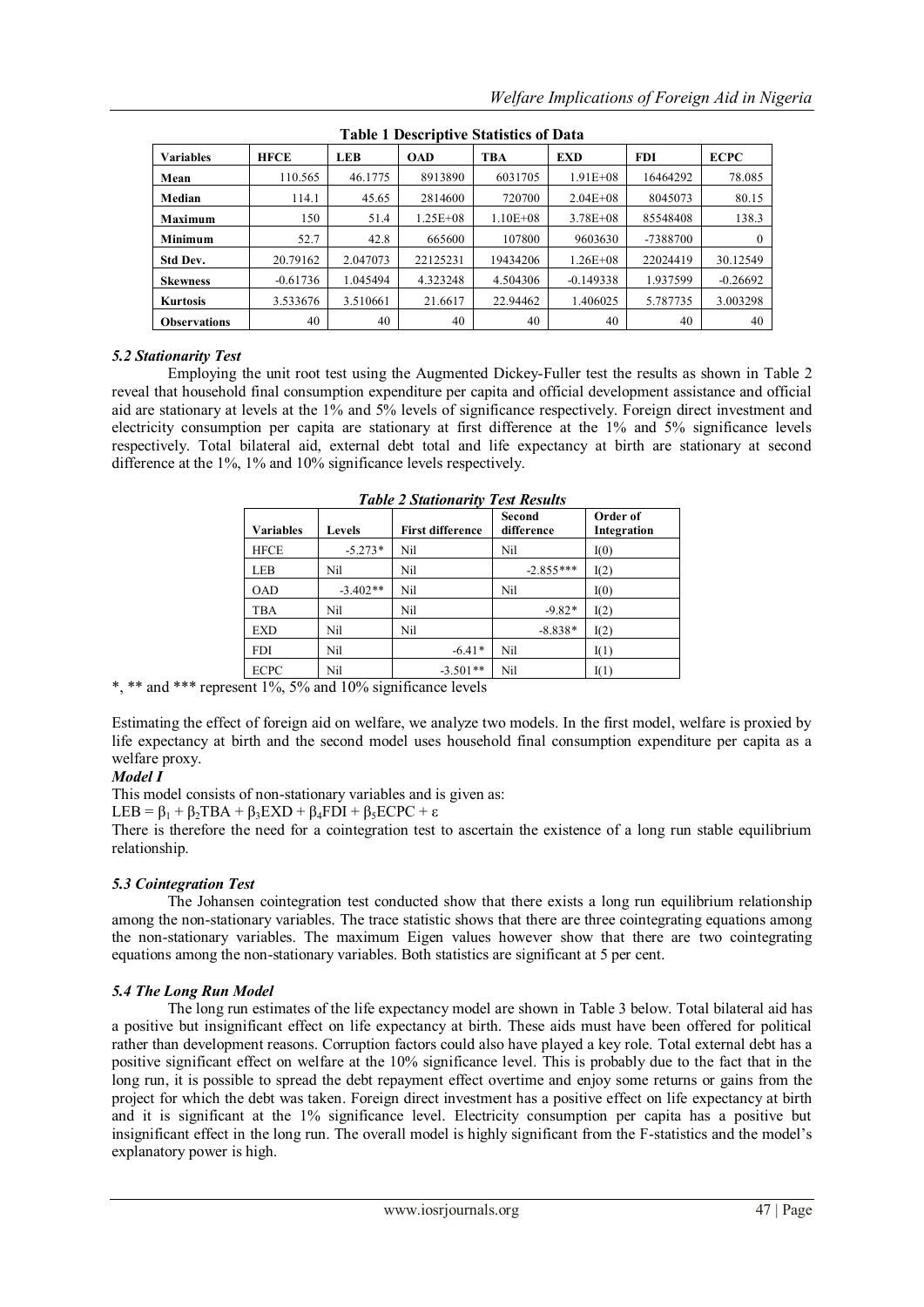**Table 1 Descriptive Statistics of Data**

| Variables | HFCE | LEB | OAD | TBA | EXD | FDI | ECPC |
|---|---|---|---|---|---|---|---|
| Mean | 110.565 | 46.1775 | 8913890 | 6031705 | 1.91E+08 | 16464292 | 78.085 |
| Median | 114.1 | 45.65 | 2814600 | 720700 | 2.04E+08 | 8045073 | 80.15 |
| Maximum | 150 | 51.4 | 1.25E+08 | 1.10E+08 | 3.78E+08 | 85548408 | 138.3 |
| Minimum | 52.7 | 42.8 | 665600 | 107800 | 9603630 | -7388700 | 0 |
| Std Dev. | 20.79162 | 2.047073 | 22125231 | 19434206 | 1.26E+08 | 22024419 | 30.12549 |
| Skewness | -0.61736 | 1.045494 | 4.323248 | 4.504306 | -0.149338 | 1.937599 | -0.26692 |
| Kurtosis | 3.533676 | 3.510661 | 21.6617 | 22.94462 | 1.406025 | 5.787735 | 3.003298 |
| Observations | 40 | 40 | 40 | 40 | 40 | 40 | 40 |

### *5.2 Stationarity Test*

Employing the unit root test using the Augmented Dickey-Fuller test the results as shown in Table 2 reveal that household final consumption expenditure per capita and official development assistance and official aid are stationary at levels at the 1% and 5% levels of significance respectively. Foreign direct investment and electricity consumption per capita are stationary at first difference at the 1% and 5% significance levels respectively. Total bilateral aid, external debt total and life expectancy at birth are stationary at second difference at the 1%, 1% and 10% significance levels respectively.

***Table 2 Stationarity Test Results***

| Variables | Levels | First difference | Second difference | Order of Integration |
|---|---|---|---|---|
| HFCE | -5.273* | Nil | Nil | I(0) |
| LEB | Nil | Nil | -2.855*** | I(2) |
| OAD | -3.402** | Nil | Nil | I(0) |
| TBA | Nil | Nil | -9.82* | I(2) |
| EXD | Nil | Nil | -8.838* | I(2) |
| FDI | Nil | -6.41* | Nil | I(1) |
| ECPC | Nil | -3.501** | Nil | I(1) |

*, ** and *** represent 1%, 5% and 10% significance levels

Estimating the effect of foreign aid on welfare, we analyze two models. In the first model, welfare is proxied by life expectancy at birth and the second model uses household final consumption expenditure per capita as a welfare proxy.

***Model I***

This model consists of non-stationary variables and is given as:

$LEB = \beta_1 + \beta_2 TBA + \beta_3 EXD + \beta_4 FDI + \beta_5 ECPC + \varepsilon$

There is therefore the need for a cointegration test to ascertain the existence of a long run stable equilibrium relationship.

### *5.3 Cointegration Test*

The Johansen cointegration test conducted show that there exists a long run equilibrium relationship among the non-stationary variables. The trace statistic shows that there are three cointegrating equations among the non-stationary variables. The maximum Eigen values however show that there are two cointegrating equations among the non-stationary variables. Both statistics are significant at 5 per cent.

### *5.4 The Long Run Model*

The long run estimates of the life expectancy model are shown in Table 3 below. Total bilateral aid has a positive but insignificant effect on life expectancy at birth. These aids must have been offered for political rather than development reasons. Corruption factors could also have played a key role. Total external debt has a positive significant effect on welfare at the 10% significance level. This is probably due to the fact that in the long run, it is possible to spread the debt repayment effect overtime and enjoy some returns or gains from the project for which the debt was taken. Foreign direct investment has a positive effect on life expectancy at birth and it is significant at the 1% significance level. Electricity consumption per capita has a positive but insignificant effect in the long run. The overall model is highly significant from the F-statistics and the model's explanatory power is high.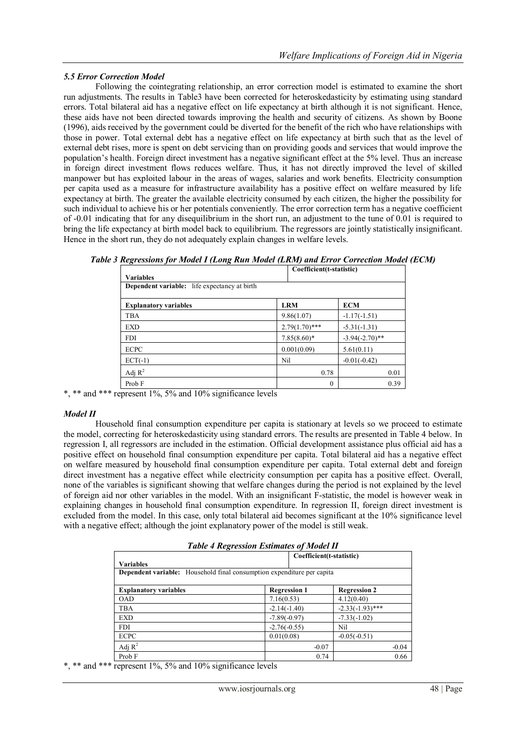### *5.5 Error Correction Model*

Following the cointegrating relationship, an error correction model is estimated to examine the short run adjustments. The results in Table3 have been corrected for heteroskedasticity by estimating using standard errors. Total bilateral aid has a negative effect on life expectancy at birth although it is not significant. Hence, these aids have not been directed towards improving the health and security of citizens. As shown by Boone (1996), aids received by the government could be diverted for the benefit of the rich who have relationships with those in power. Total external debt has a negative effect on life expectancy at birth such that as the level of external debt rises, more is spent on debt servicing than on providing goods and services that would improve the population's health. Foreign direct investment has a negative significant effect at the 5% level. Thus an increase in foreign direct investment flows reduces welfare. Thus, it has not directly improved the level of skilled manpower but has exploited labour in the areas of wages, salaries and work benefits. Electricity consumption per capita used as a measure for infrastructure availability has a positive effect on welfare measured by life expectancy at birth. The greater the available electricity consumed by each citizen, the higher the possibility for such individual to achieve his or her potentials conveniently. The error correction term has a negative coefficient of -0.01 indicating that for any disequilibrium in the short run, an adjustment to the tune of 0.01 is required to bring the life expectancy at birth model back to equilibrium. The regressors are jointly statistically insignificant. Hence in the short run, they do not adequately explain changes in welfare levels.

***Table 3 Regressions for Model I (Long Run Model (LRM) and Error Correction Model (ECM)***

| **Variables** | **Coefficient(t-statistic)** | |
|---|---|---|
| **Dependent variable:** life expectancy at birth | | |
| **Explanatory variables** | **LRM** | **ECM** |
| TBA | 9.86(1.07) | -1.17(-1.51) |
| EXD | 2.79(1.70)*** | -5.31(-1.31) |
| FDI | 7.85(8.60)* | -3.94(-2.70)** |
| ECPC | 0.001(0.09) | 5.61(0.11) |
| ECT(-1) | Nil | -0.01(-0.42) |
| Adj $R^2$ | 0.78 | 0.01 |
| Prob F | 0 | 0.39 |

*, ** and *** represent 1%, 5% and 10% significance levels

### *Model II*

Household final consumption expenditure per capita is stationary at levels so we proceed to estimate the model, correcting for heteroskedasticity using standard errors. The results are presented in Table 4 below. In regression I, all regressors are included in the estimation. Official development assistance plus official aid has a positive effect on household final consumption expenditure per capita. Total bilateral aid has a negative effect on welfare measured by household final consumption expenditure per capita. Total external debt and foreign direct investment has a negative effect while electricity consumption per capita has a positive effect. Overall, none of the variables is significant showing that welfare changes during the period is not explained by the level of foreign aid nor other variables in the model. With an insignificant F-statistic, the model is however weak in explaining changes in household final consumption expenditure. In regression II, foreign direct investment is excluded from the model. In this case, only total bilateral aid becomes significant at the 10% significance level with a negative effect; although the joint explanatory power of the model is still weak.

***Table 4 Regression Estimates of Model II***

| **Variables** | **Coefficient(t-statistic)** | |
|---|---|---|
| **Dependent variable:** Household final consumption expenditure per capita | | |
| **Explanatory variables** | **Regression 1** | **Regression 2** |
| OAD | 7.16(0.53) | 4.12(0.40) |
| TBA | -2.14(-1.40) | -2.33(-1.93)*** |
| EXD | -7.89(-0.97) | -7.33(-1.02) |
| FDI | -2.76(-0.55) | Nil |
| ECPC | 0.01(0.08) | -0.05(-0.51) |
| Adj $R^2$ | -0.07 | -0.04 |
| Prob F | 0.74 | 0.66 |

*, ** and *** represent 1%, 5% and 10% significance levels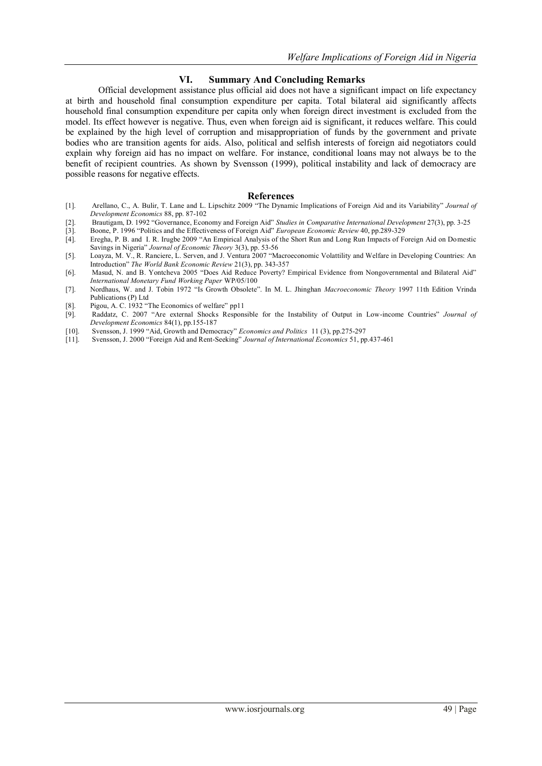## VI. Summary And Concluding Remarks

Official development assistance plus official aid does not have a significant impact on life expectancy at birth and household final consumption expenditure per capita. Total bilateral aid significantly affects household final consumption expenditure per capita only when foreign direct investment is excluded from the model. Its effect however is negative. Thus, even when foreign aid is significant, it reduces welfare. This could be explained by the high level of corruption and misappropriation of funds by the government and private bodies who are transition agents for aids. Also, political and selfish interests of foreign aid negotiators could explain why foreign aid has no impact on welfare. For instance, conditional loans may not always be to the benefit of recipient countries. As shown by Svensson (1999), political instability and lack of democracy are possible reasons for negative effects.

## References

[1]. Arellano, C., A. Bulir, T. Lane and L. Lipschitz 2009 "The Dynamic Implications of Foreign Aid and its Variability" *Journal of Development Economics* 88, pp. 87-102

[2]. Brautigam, D. 1992 "Governance, Economy and Foreign Aid" *Studies in Comparative International Development* 27(3), pp. 3-25

[3]. Boone, P. 1996 "Politics and the Effectiveness of Foreign Aid" *European Economic Review* 40, pp.289-329

[4]. Eregha, P. B. and I. R. Irugbe 2009 "An Empirical Analysis of the Short Run and Long Run Impacts of Foreign Aid on Domestic Savings in Nigeria" *Journal of Economic Theory* 3(3), pp. 53-56

[5]. Loayza, M. V., R. Ranciere, L. Serven, and J. Ventura 2007 "Macroeconomic Volattility and Welfare in Developing Countries: An Introduction" *The World Bank Economic Review* 21(3), pp. 343-357

[6]. Masud, N. and B. Yontcheva 2005 "Does Aid Reduce Poverty? Empirical Evidence from Nongovernmental and Bilateral Aid" *International Monetary Fund Working Paper* WP/05/100

[7]. Nordhaus, W. and J. Tobin 1972 "Is Growth Obsolete". In M. L. Jhinghan *Macroeconomic Theory* 1997 11th Edition Vrinda Publications (P) Ltd

[8]. Pigou, A. C. 1932 "The Economics of welfare" pp11

[9]. Raddatz, C. 2007 "Are external Shocks Responsible for the Instability of Output in Low-income Countries" *Journal of Development Economics* 84(1), pp.155-187

[10]. Svensson, J. 1999 "Aid, Growth and Democracy" *Economics and Politics* 11 (3), pp.275-297

[11]. Svensson, J. 2000 "Foreign Aid and Rent-Seeking" *Journal of International Economics* 51, pp.437-461